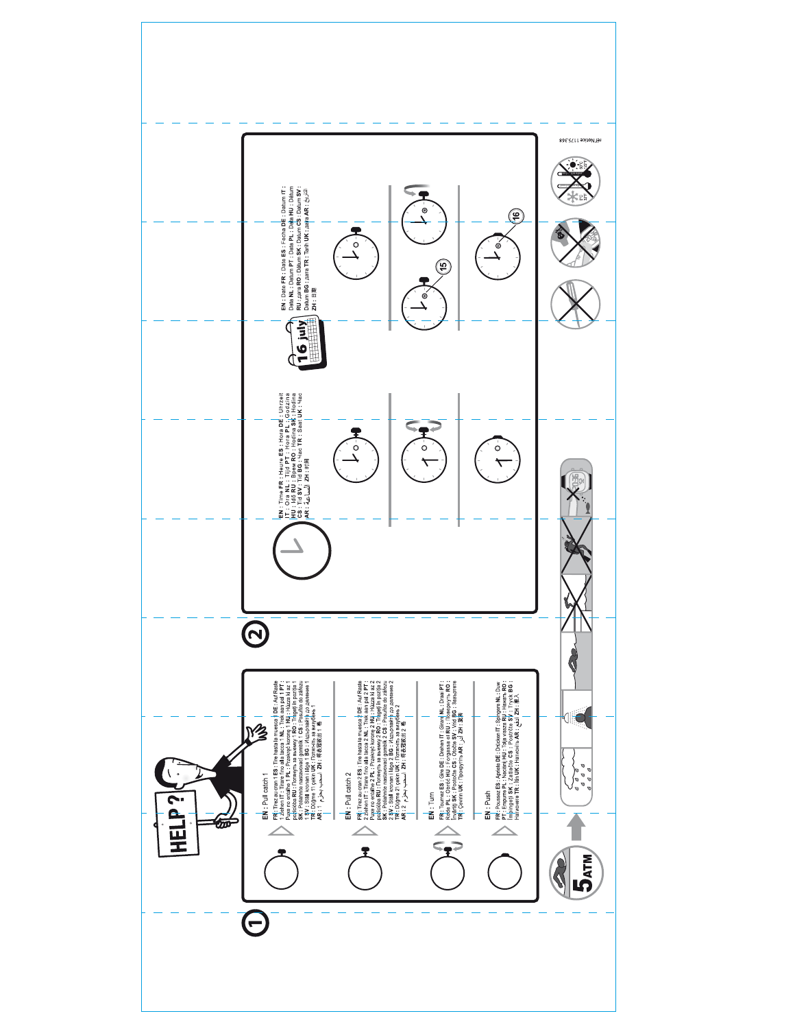# 1

HELP?

**EN** : Pull catch 1
**FR** : Tirez au cran 1 **ES** : Tire hasta la muesca 1 **DE** : Auf Raste 1 ziehen **IT** : Tirare fino alla tacca 1 **NL** : Trek aan pal 1 **PT** : Puxe no entalhe 1 **PL** : Pociągnij koronkę 1 **HU** : Húzza ki az 1 pozícióba **RU** : Потянуть за выемку 1 **RO** : Trageţi în poziţia 1 **SK** : Potiahnite naťahovací gombík 1 **CS** : Posuňte do záhybu 1 **SV** : Ställ kronan i läge 1 **BG** : Издърпайте до делението 1 **TR** : Düğme 1'i çekin **UK** : Потягнуть за вилубень 1 **AR** : اسحب بحزم 1 **ZH** : 将表冠拔出 1 档

**EN** : Pull catch 2
**FR** : Tirez au cran 2 **ES** : Tire hasta la muesca 2 **DE** : Auf Raste 2 ziehen **IT** : Tirare fino alla tacca 2 **NL** : Trek aan pal 2 **PT** : Puxe no entalhe 2 **PL** : Pociągnij koronkę 2 **HU** : Húzza ki az 2 pozícióba **RU** : Потянуть за выемку 2 **RO** : Trageţi în poziţia 2 **SK** : Potiahnite naťahovací gombík 2 **CS** : Posuňte do záhybu 2 **SV** : Ställ kronan i läge 2 **BG** : Издърпайте до делението 2 **TR** : Düğme 2'i çekin **UK** : Потягнуть за вилубень 2 **AR** : اسحب بحزم 2 **ZH** : 将表冠拔出 2 档

**EN** : Turn
**FR** : Tournez **ES** : Gire **DE** : Drehen **IT** : Girare **NL** : Draai **PT** : Rode **PL** : Obróć **HU** : Forgassa el **RU** : Повернуть **RO** : Învârtiţi **SK** : Posuňte **CS** : Otočte **SV** : Vrid **BG** : Завъртете **TR** : Çevirin **UK** : Провернуть **AR** : أدر **ZH** : 旋转

**EN** : Push
**FR** : Poussez **ES** : Apriete **DE** : Drücken **IT** : Spingere **NL** : Duw **PT** : Empurre **PL** : Naciśnij **HU** : Tolja vissza **RU** : Нажать **RO** : Împingeţi **SK** : Zatlačte **CS** : Posuňte **SV** : Tryck **BG** : Натиснете **TR** : İtin **UK** : Нажмить **AR** : ادفع **ZH** : 推入

5 ATM

# 2

**EN** : Time **FR** : Heure **ES** : Hora **DE** : Uhrzeit **IT** : Ora **NL** : Tijd **PT** : Hora **PL** : Godzina **HU** : Idő **RU** : Время **RO** : Ora **SK** : Hodina **CS** : Čas **SV** : Tid **BG** : Час **TR** : Saat **UK** : Час **AR** : الساعة **ZH** : 时间

16 july

**EN** : Date **FR** : Date **ES** : Fecha **DE** : Datum **IT** : Data **NL** : Datum **PT** : Data **PL** : Data **HU** : Dátum **RU** : Дата **RO** : Dată **SK** : Dátum **CS** : Datum **SV** : Datum **BG** : Дата **TR** : Tarih **UK** : Дата **AR** : التاريخ **ZH** : 日期

15

16

ref Notice 1175368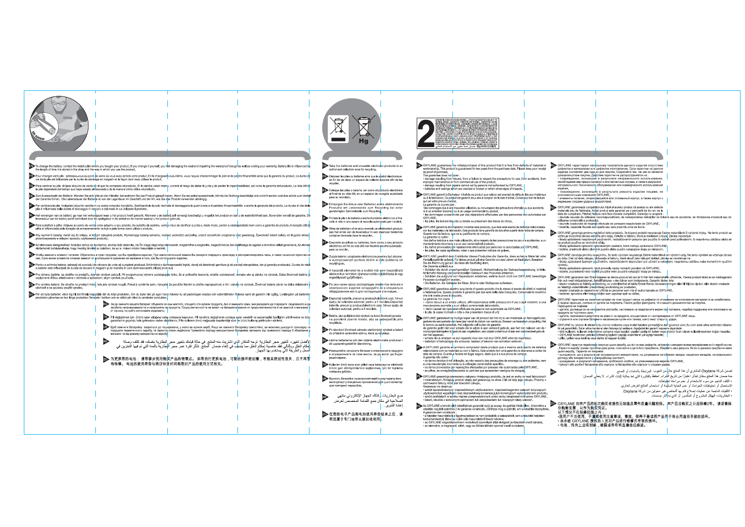EN To change the battery: contact the retail outlet where you bought your product. If you change it yourself, you risk damaging the seal and impairing the waterproof design as well as voiding your warranty. Battery life is influenced by the length of time it is stored in the shop and the way in which you use the product.

FR Pour changer votre pile : adressez-vous au point de vente où vous avez acheté votre produit. En la changeant vous-même, vous risquez d'endommager le joint et de perdre l'étanchéité ainsi que la garantie du produit. La durée de vie de la pile est influencée par la durée de stockage en magasin et la façon dont vous utilisez le produit.

ES Para cambiar su pila: diríjase al punto de venta en el que ha comprado el producto. Si la cambia usted mismo, correrá el riesgo de dañar la junta y de perder la impermeabilidad, así como la garantía del producto. La vida útil de la pila dependerá del tiempo que haya estado almacenada y de la manera cómo utilice el producto.

DE Zum Auswechseln der Batterie: Wenden Sie sich bitte an den Händler, bei welchem Sie das Produkt gekauft haben. Wenn Sie sie selbst auswechseln, könnte die Dichtung beschädigt und undicht werden und dies würde zum Verlust der Garantie führen. Die Lebensdauer der Batterie ist von der Lagerdauer im Geschäft und der Art, wie Sie das Produkt verwenden abhängig.

IT Per cambiare la pila: rivolgetevi al punto vendita in cui avete comprato il prodotto. Sostituendola da soli, rischiate di danneggiare la guarnizione e di perdere l'impermeabilità e anche la garanzia del prodotto. La durata di vita della pila è influenzata dalla durata di stoccaggio in negozio e dal modo in cui utilizzate il prodotto.

NL Het vervangen van de batterij: ga naar het verkooppunt waar u het product heeft gekocht. Wanneer u de batterij zelf vervangt beschadigt u mogelijk het product en raakt u de waterdichtheid aan. Bovendien vervalt de garantie. De levensduur van de batterij wordt beïnvloed door de opslagduur in de winkel en de manier waarop u het product gebruikt.

PT Para substituir a pilha: dirija-se ao ponto de venda onde adquiriu o seu produto. Ao substituí-la sozinho, corre o risco de danificar a junta e, deste modo, perder a estanqueidade bem como a garantia do produto. A duração útil da pilha é influenciada pela duração de armazenamento na loja e pela forma como utiliza o produto.

PL Aby wymienić baterię: zwróć się do sklepu, w którym zakupiłeś produkt. Wymieniając baterię samemu, możesz uszkodzić uszczelkę, utracić szczelność urządzenia oraz gwarancję. Żywotność baterii zależy od długości okresu przechowywania w sklepie i sposobu użytkowania produktu.

HU Az elemcsere elvégzéséhez forduljon ahhoz az üzlethez, ahol az órát vásárolta. Ha Ön maga végzi az elemcserét, megsérülhet a szigetelés, megszűnhet az óra vízállósága és egyben a termékre vállalt garancia is. Az elemek élettartamát befolyásolhatja, hogy meddig tárolták az üzletben, és az is, milyen módon használják a terméket.

RU Чтобы заменить элемент питания: Обратитесь в пункт продажи, где Вы приобрели изделие. При самостоятельной замене Вы рискуете повредить прокладку и разгерметизировать часы, а также лишиться гарантии на них. Срок жизни элемента питания зависит от длительности хранения их в магазине и того, как Вы используете изделие.

RO Pentru a schimba bateria: adresaţi-vă punctului de vânzare de unde aţi cumpărat produsul. Schimbând-o dumneavoastră înşivă, riscaţi să deterioraţi garnitura şi să pierdeţi etanşeitatea, dar şi garanţia produsului. Durata de viaţă a bateriei este influenţată de durata de stocare în magazin şi de maniera în care dumneavoastră utilizaţi produsul.

SK Pre výmenu batérie, sa obráťte na predajňu, kde ste výrobok zakúpili. Pri svojpomocnej výmene podstupujete riziko, že sa poškodí tesnenie, stratíte vodotesnosť, rovnako ako aj záruku na výrobok. Doba životnosti batérie je ovplyvnená dĺžkou skladovania v obchode a spôsobom, akým výrobok používate.

CS Pro výměnu baterie: Se obraťte na prodejní místo, kde jste výrobek koupili. Pokud ji vyměníte sami, riskujete, že porušíte těsnění a ztratíte nepropustnost a tím i záruku na výrobek. Životnost baterie závisí na délce skladování v obchodě a na způsobu použití výrobku.

SV För att byta batteriet: vänd dig till det försäljningsställe där du köpt produkten. Om du byter det på egen hand riskerar du att packningen skadas och vattentätheten försvinner samt att garantin blir ogiltig. Livslängden på batteriet påverkas av hur länge produkten förvarats i butiken och av sättet på vilket du använder produkten.

BG За да смените вашата батерия: обърнете се към мястото, откъдето сте купили продукта. Ако я смените сами, вие рискувате да повредите съединението и да загубите непромокаемостта и гаранцията на продукта. Продължителността на живот на батерията зависи от продължителността ѝ на престой в магазина и от начина, по който използвате изделието.

TR Pili değiştirmek için: Ürünü satın aldığınız satış noktasına başvurun. Pili kendiniz değiştirirseniz contaya zarar verebilir ve sızdırmazlık özelliğinin yitirilmesine ve ürün garantisinin geçersiz hale gelmesine neden olabilirsiniz. Pilin kullanım ömrü mağazada depolandığı süre ve ürünü kullanma şeklinizden etkilenir.

UK Щоб замінити батарейку: зверніться до пункту продажу, у якому ви купили виріб. Якщо ви заміните батарейку самостійно, ви можете ушкодити прокладку та порушити герметичність виробу, та гарантія стане недійсною. Тривалість періоду використання батарейки залежить від тривалості зберігання її в магазині та від режиму використання виробу.

AR لاستبدال البطارية: توجه للمحل الذي اشتريت منه المنتج. في حالة قيامك بتغيير حجر البطارية بنفسك، فقد تتلف وصلة إحكام الغلق وبالتالي تفقد خاصية إحكام الغلق ضد تسرب المياه بالإضافة إلى إلغاء ضمان المنتج. تتأثر فترة عمر حجر البطارية بالمدة التي تم فيها التخزين في المحل والطريقة التي يستعمل بها الجهاز.

ZH 为更换您的电池：请您联系销售您所购买产品的销售点。 如您自行更换电池，可能会损坏密封垫，导致其密封性丧失，且不再享有保修。电池的使用寿命与商店存货时间和您对产品的使用方式有关。

---

EN Take the batteries and unusable electronic products to an authorised collection area for recycling.

FR Déposez les piles ou batteries ainsi que le produit électronique en fin de vie dans un espace de collecte autorisé afin de les recycler.

ES Coloque las pilas o batería, así como el producto electrónico al final de su vida útil, en un espacio de recogida autorizado para su reciclado.

DE Entsorgen Sie Akkus oder Batterien sowie elektronische Produkte am Lebensende zum Recycling bei einer genehmigten Sammelstelle zum Recycling.

IT Portate le pile o la batteria e anche il prodotto elettronico a fine ciclo di vita in uno spazio di raccolta autorizzato per riciclarli.

NL Werp de batterijen of de accu evenals uw elektronisch product aan het einde van de levensduur in een daarvoor bestemde container teneinde deze te recyclen.

PT Deposite as pilhas ou baterias, bem como o seu produto electrónico em fim de vida útil num local de recolha autorizado para os reciclar.

PL Zużyte baterie i urządzenia elektroniczne powinny być złożone w autoryzowanym punkcie zbiórki w celu poddania ich recyklingowi.

HU A használt elemeket és a tovább már nem használható elektronikus terméket újrahasznosítás céljából adja le egy engedélyezett gyűjtőhelyen.

RU По окончании срока эксплуатации элементов питания и электронного изделия сдайте их в специально оборудованное место для последующей утилизации.

RO Depozitaţi bateriile, precum şi produsul electronic uzat, într-un spaţiu de colectare autorizat, pentru a fi reciclate.

SK Batérie, ako aj elektronický výrobok na konci životnosti zaneste na povolené zberné miesto, aby sa zabezpečila jeho recyklácia.

CS Po skončení životnosti odneste elektronický výrobek a baterii do příslušného sběrného místa, které je recykluje.

SV Lämna batterierna och den uttjänta elektroniska produkten i ett uppsamlingskärl för återvinning.

BG Изхвърляйте негодните батерии и електронните продукти в определените за това места, за да могат да бъдат рециклирани.

TR Kullanım ömrü sona eren pilleri veya bataryayı ve elektronik ürünü geri dönüştürülmeleri sağlanması için bir toplama noktasına götürün.

UK Відвезіть батарейки і електронний виріб в кінці терміну його експлуатації у спеціально призначений для цього пункт збору для повторної переробки.

AR ضع البطاريات، كذلك الجهاز الإلكتروني منتهي الصلاحية في مكان جمع القمامة المخصص لغرض إعادة التدوير.

ZH 在您的电子产品和电池使用寿命结束之后，请将其置于专门地点以便回收利用。

---

2

EN OXYLANE guarantees the initial purchaser of this product that it is free from defects of material or workmanship. This product is guaranteed for two years from the purchase date. Please keep your receipt as proof of purchase.
The guarantee does not cover:
- damage resulting from misuse, from a failure to respect the precautions for use, from accidents, from improper maintenance or from commercial use of the product,
- damage resulting from repairs carried out by persons not authorised by OXYLANE,
- batteries and casings which are cracked or broken or which show signs of impacts.

FR OXYLANE garantit à l'acheteur initial de ce produit que celui-ci est exempt de défauts liés aux matériaux ou à la fabrication. Ce produit est garanti deux ans à compter de la date d'achat. Conservez bien le ticket qui est votre preuve d'achat.
La garantie ne couvre pas :
- les dommages dus à une mauvaise utilisation, au non-respect des précautions d'emploi ou aux accidents, ni à un entretien incorrect ou à un usage commercial du produit,
- les dommages occasionnés par des réparations effectuées par des personnes non autorisées par OXYLANE,
- les piles, les boîtiers fissurés ou brisés ou présentant des traces de chocs.

ES OXYLANE garantiza al comprador inicial de este producto, que éste está exento de defectos relacionados con los materiales o la fabricación. Este producto tiene garantía de dos años a partir de la fecha de compra. Guarde bien la factura, que es su justificante de compra.
La garantía no cubre :
- los daños debidos a una mala utilización, al no respeto de las precauciones de empleo o a accidentes, a un mantenimiento incorrecto o a un uso comercial del producto,
- los daños provocados por reparaciones efectuadas por personas no autorizadas por OXYLANE,
- las pilas, las cajas agrietadas, rotas o que presenten indicios de golpes.

DE OXYLANE gewährt dem Erstkäufer dieses Produktes die Garantie, dass es keine Material- oder Herstellungsfehler aufweist. Für dieses Produkt gilt eine Garantie von zwei Jahren ab Kaufdatum. Bewahren Sie die Rechnung gut auf, da diese als Kaufbeleg dient.
Die Garantie schließt aus :
- Schäden die durch unsachgemäßen Gebrauch, Nichteinhaltung der Gebrauchsanweisung, Unfälle, fehlerhafte Wartung oder kommerziellen Gebrauch des Produktes entstehen,
- Schäden, die aufgrund von Reparaturen entstehen, welche durch nicht von OXYLANE berechtigte Personen durchgeführt wurden,
- Die Batterien, die Gehäuse die Risse, Brüche oder Stoßspuren aufweisen.

IT OXYLANE garantisce al primo acquirente di questo prodotto che lo stesso è esente da difetti di materiali o fabbricazione. Questo prodotto è garantito per due anni dalla data d'acquisto. Conservate lo scontrino che è la vostra prova di acquisto.
La garanzia non copre :
- i danni dovuti a un errato utilizzo, all'inosservanza delle precauzioni d'uso o agli incidenti, a una manutenzione scorretta o a un utilizzo commerciale del prodotto,
- i danni causati da riparazioni effettuate da persone non autorizzate da OXYLANE,
- le pile, le casse incrinate o rotte o che presentano tracce di urti.

NL OXYLANE garandeert de huidige koper van dit product dat het vrij is van materiaal- en fabricagefouten, gedurende een periode van twee jaar vanaf de datum van aankoop. Bewaar uw kassabon zorgvuldig. Het is tevens uw aankoopbewijs. Het volgende valt buiten de garantie:
de garantie geldt niet voor schade die te wijten is aan verkeerd gebruik, aan het niet naleven van de voorzorgsmaatregelen bij gebruik, aan ongelukken, aan onjuist onderhoud of aan een commercieel gebruik van het apparaat.
- schade die is ontstaan na een reparatie door een niet door OXYLANE erkende reparateur.
- batterijen of behuizingen die scheuren, barsten of tekenen van schokken vertonen.

PT A OXYLANE garante ao primeiro comprador deste produto que o mesmo está isento de defeitos relacionados com os materiais ou com o fabrico. Este produto tem uma garantia de dois anos a contar da data da compra. Guarde a factura em lugar seguro, dado que é a sua prova de compra.
A garantia não cobre :
- os danos devidos à má utilização, ao não respeito das precauções de emprego ou aos acidentes, nem a uma manutenção incorrecta ou à utilização comercial do aparelho,
- os danos provocados por reparações efectuadas por pessoas não autorizadas pela OXYLANE,
- as pilhas, as armações fissuradas ou partidas que apresentem vestígios de choques.

PL OXYLANE gwarantuje pierwszemu nabywcy niniejszego produktu, że jest on wolny od wad fabrycznych i materiałowych. Niniejszy produkt objęty jest gwarancją na okres 2 lat od daty jego zakupu. Prosimy o zachowanie faktury, która jest dowodem zakupu.
Gwarancja nie obejmuje :
- szkód spowodowanych nieprawidłowym użytkowaniem, nieprzestrzeganiem zaleceń dotyczących użytkowania lub wypadkami oraz nieprawidłową konserwacją lub komercyjnym wykorzystaniem produktu,
- szkód zaistniałych w wyniku napraw przeprowadzonych przez osoby nieupoważnione przez OXYLANE,
- baterii, obudów z widocznymi pęknięciami lub zarysowaniami lub noszących ślady uderzeń.

HU Az OXYLANE a termék első vásárlójának garanciát nyújt az anyag- és gyártási hibák ellen. A termékre a vásárlás napjától számítva 2 év garancia vonatkozik, őrizze meg a számlát, ami a vásárlás bizonylata.
A garancia nem vonatkozik :
- a helytelen használatból, a figyelmeztetések be nem tartásából, a balesetekből, a helytelen karbantartásból, illetve az üzleti célú használatból fakadó károkra,
- az OXYLANE engedélyével nem rendelkező személyek által elvégzett javításokból eredő károkra,
- az elemekre, a megrepedt, eltört, vagy ütődés látható nyomait viselő burkolatra.

RU OXYLANE гарантирует начальному покупателю данного изделия отсутствие дефектов в материалах или дефектов изготовления. Срок гарантии на данное изделие составляет два года со дня покупки. Сохраняйте чек, так как он является доказательством покупки. Действие гарантии не распространяется на :
- повреждения, возникшие в результате неправильного использования, несоблюдения мер предосторожности или несчастных случаев, а также в результате неправильного технического обслуживания или коммерческого использования изделия,
- повреждения, возникшие в результате ремонта изделия лицами, не уполномоченными компанией OXYLANE,
- элементы питания, потрескавшийся или сломанный корпус, а также корпус с видимыми следами ударных воздействий.

RO OXYLANE garantează cumpărătorului iniţial al acestui produs că acesta nu are defecte materiale sau de fabricaţie. Acest produs este garantat pe o perioadă de doi ani de la data de cumpărare. Păstraţi factura care face dovada cumpărării. Garanţia nu acoperă :
- daunele cauzate de utilizarea necorespunzătoare, de nerespectarea indicaţiilor de folosire sau de accidente, de întreţinerea incorectă sau de utilizarea comercială a produsului,
- daunele ocazionate de reparaţii efectuate de persoane neautorizate de OXYLANE,
- bateriile, capacele fisurate sau sparte sau care prezintă urme de lovire.

SK OXYLANE garantuje prvému majiteľovi tohto produktu, že kúpený produkt nevykazuje žiadne materiálové či výrobné chyby. Na tento produkt sa vzťahuje dvojročná záruka odo dňa jeho kúpy. Uschovajte si doklad, ktorý je dokladom o kúpe. Záruka nepokrýva :
- škody spôsobené nesprávnym používaním, nedodržaním pokynov pre použitie či výrobnými poruchami, či nesprávnou údržbou alebo ak sa produkt používa na obchodné účely,
- škody spôsobené opravami vykonanými osobami, ktoré nemajú oprávnenie OXYLANE,
- batérie, prasknuté alebo zlomené puzdro alebo puzdro vykazujúce stopy po nárazoch.

CS OXYLANE zaručuje prvnímu kupujícímu, že tento výrobek nevykazuje žádné materiálové ani výrobní vady. Na tento výrobek se vztahuje záruka po dobu 2 let od data nákupu. Uchovejte si fakturu, která slouží jako nákupní doklad. Záruka se nevztahuje na :
- škody způsobené špatným použitím, nedodržováním doporučení pro užívání a nehodami, nesprávnou údržbou nebo komerčním využitím výrobku,
- škody způsobené opravami, které provedly osoby nemající povolení od OXYLANE,
- baterie, popraskaná nebo rozbitá pouzdra nebo pouzdra vykazující stopy po nárazu.

SV OXYLANE garanterar den första köparen av denna produkt att den är fri från fel i material eller utförande. Denna produkt täcks av en tvåårsgaranti från och med inköpsdatumet. Behåll kvittot – den tjänar som inköpsbevis. Garantin täcker inte :
- skador orsakade av felaktig användning, av underlåtenhet att iaktta försiktighetsåtgärderna i bruksanvisningen eller till följd av olyckor, eller skador orsakade av felaktigt underhåll eller yrkesmässig användning av produkten,
- skador orsakade av reparationer utförda av personer som inte är auktoriserade av OXYLANE,
- batterier, spruckna eller trasiga höljen som uppvisar spår av stötar.

BG OXYLANE гарантира на началния купувач на този продукт липса на дефекти по отношение на използвания материал и на изработката. 2 години гаранция, считано от датата на покупката. Пазете фактурата, тя е вашето доказателство за покупка. Гаранцията не покрива :
- щетите, дължащи се на неправилна употреба, неспазване на предпазните мерки при ползване, нередовна поддръжка или търговска употреба на продукта,
- щетите, причинени в резултат на ремонт на продукта, осъществен от неоторизирани от OXYLANE лица,
- пукнатини или счупване на батерии и часовниковия корпус или следи от удари.

TR OXYLANE bu ürünün ilk alıcısına bu ürünün malzeme veya imalat hataları içermediğine dair güvence verir. Bu ürün satın alma tarihinden itibaren iki yıl garantilidir. Satın alma kanıtınız olan faturayı iyi saklayın. Aşağıdakiler garanti kapsamı dışındadır:
- kötü kullanım, kullanım önlemlerine uymama veya kazalar, yanlış bakım ya da ürünün ticari olarak kullanılmasından doğan hasarlar,
- OXYLANE tarafından yetkilendirilmemiş kişilerce yapılan onarımlardan kaynaklanan hasarlar,
- piller, çatlak veya kırılmış veya darbe izi taşıyan kutular.

UK OXYLANE гарантує першому покупцю цього виробу, що він не має дефектів, пов'язаних з використаними матеріалами або з виготовленням. Гарантія на виріб триває протягом двох років, починаючи з дати його придбання. Зберігайте ваш рахунок, бо він є доказом придбання вами цього виробу. Гарантія не покриває :
- ушкодження, що є результатом неправильного використання, не дотримання запобіжних заходів, нещасних випадків, неправильного догляду або використання у комерційному контексті,
- ушкодження, в результаті неправильних ремонтів, здійснених особою, не уповноваженою компанією OXYLANE,
- тріснуті або розбиті батарейки або корпуси та батарейки або корпуси зі слідами ударів.

AR تضمن شركة Oxylane للمشتري أن هذا المنتج خالٍ من العيوب المرتبطة بالخامات أو الصنع. مدة ضمان هذا المنتج سنتان ابتداءً من تاريخ الشراء. احتفظ بالفاتورة التي تعد بمثابة إثبات الشراء. لا يغطي الضمان:
- التلف الناجم عن سوء الاستعمال أو عدم مراعاة احتياطات الاستعمال أو الحوادث أو عدم العناية الملائمة أو استخدام المنتج لغرض تجاري.
- التلفيات الناجمة عن عمليات إصلاح قام بها أشخاص غير مخولين من شركة Oxylane
- البطاريات، الهيكل المشروخ أو المكسور أو الذي به آثار صدمات.

ZH OXYLANE 向本产品的初次购买者提供无制造及零件质量问题担保。本产品自购买之日起保修2年。请妥善保存购物发票，以作为购买凭证。
以下情况不在保修范围之内：
- 因用户不当使用、不遵照使用注意事项、事故、保养不善或将产品用于商业用途而导致的损坏。
- 由未经 OXYLANE 授权的人员对产品进行维修而导致的损坏。
- 电池，外壳上出现划痕，破裂或带有碰击后痕迹。